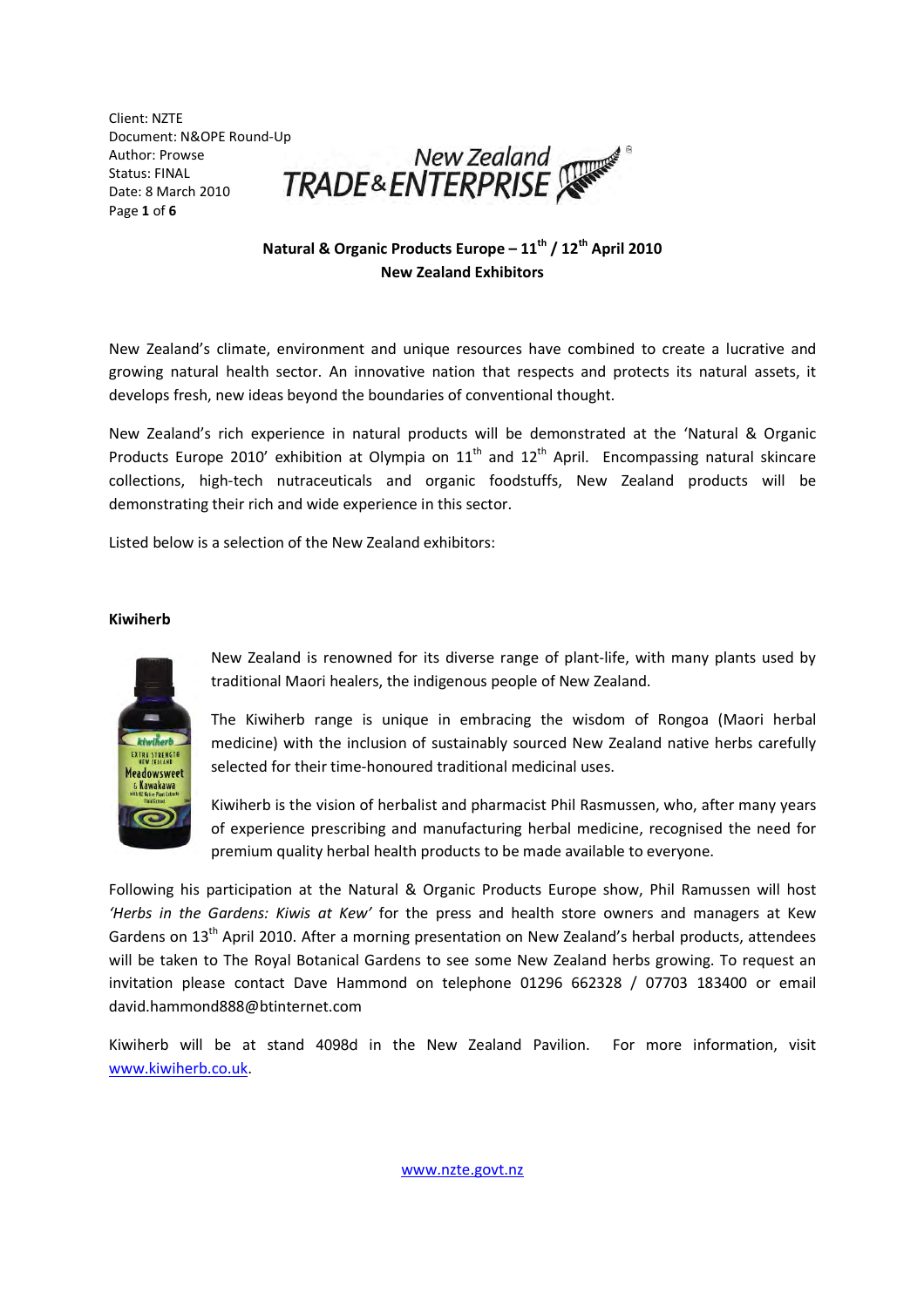Client: NZTE
Document: N&OPE Round-Up
Author: Prowse
Status: FINAL
Date: 8 March 2010

**Natural & Organic Products Europe – 11th / 12th April 2010**
**New Zealand Exhibitors**

New Zealand's climate, environment and unique resources have combined to create a lucrative and growing natural health sector. An innovative nation that respects and protects its natural assets, it develops fresh, new ideas beyond the boundaries of conventional thought.

New Zealand's rich experience in natural products will be demonstrated at the 'Natural & Organic Products Europe 2010' exhibition at Olympia on 11th and 12th April. Encompassing natural skincare collections, high-tech nutraceuticals and organic foodstuffs, New Zealand products will be demonstrating their rich and wide experience in this sector.

Listed below is a selection of the New Zealand exhibitors:

**Kiwiherb**

New Zealand is renowned for its diverse range of plant-life, with many plants used by traditional Maori healers, the indigenous people of New Zealand.

The Kiwiherb range is unique in embracing the wisdom of Rongoa (Maori herbal medicine) with the inclusion of sustainably sourced New Zealand native herbs carefully selected for their time-honoured traditional medicinal uses.

Kiwiherb is the vision of herbalist and pharmacist Phil Rasmussen, who, after many years of experience prescribing and manufacturing herbal medicine, recognised the need for premium quality herbal health products to be made available to everyone.

Following his participation at the Natural & Organic Products Europe show, Phil Ramussen will host *'Herbs in the Gardens: Kiwis at Kew'* for the press and health store owners and managers at Kew Gardens on 13th April 2010. After a morning presentation on New Zealand's herbal products, attendees will be taken to The Royal Botanical Gardens to see some New Zealand herbs growing. To request an invitation please contact Dave Hammond on telephone 01296 662328 / 07703 183400 or email david.hammond888@btinternet.com

Kiwiherb will be at stand 4098d in the New Zealand Pavilion. For more information, visit www.kiwiherb.co.uk.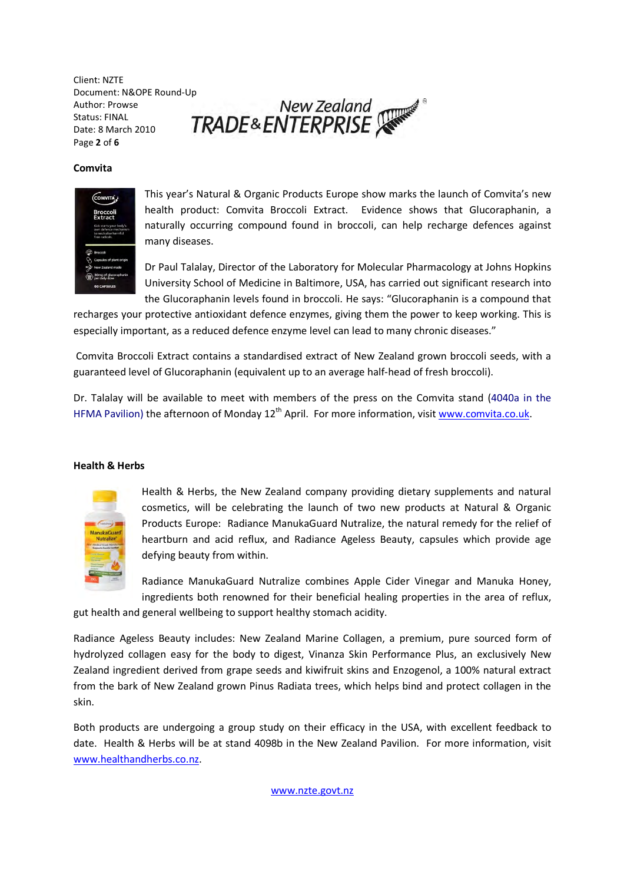**Comvita**

This year's Natural & Organic Products Europe show marks the launch of Comvita's new health product: Comvita Broccoli Extract. Evidence shows that Glucoraphanin, a naturally occurring compound found in broccoli, can help recharge defences against many diseases.

Dr Paul Talalay, Director of the Laboratory for Molecular Pharmacology at Johns Hopkins University School of Medicine in Baltimore, USA, has carried out significant research into the Glucoraphanin levels found in broccoli. He says: "Glucoraphanin is a compound that recharges your protective antioxidant defence enzymes, giving them the power to keep working. This is especially important, as a reduced defence enzyme level can lead to many chronic diseases."

Comvita Broccoli Extract contains a standardised extract of New Zealand grown broccoli seeds, with a guaranteed level of Glucoraphanin (equivalent up to an average half-head of fresh broccoli).

Dr. Talalay will be available to meet with members of the press on the Comvita stand (4040a in the HFMA Pavilion) the afternoon of Monday 12th April. For more information, visit www.comvita.co.uk.

**Health & Herbs**

Health & Herbs, the New Zealand company providing dietary supplements and natural cosmetics, will be celebrating the launch of two new products at Natural & Organic Products Europe: Radiance ManukaGuard Nutralize, the natural remedy for the relief of heartburn and acid reflux, and Radiance Ageless Beauty, capsules which provide age defying beauty from within.

Radiance ManukaGuard Nutralize combines Apple Cider Vinegar and Manuka Honey, ingredients both renowned for their beneficial healing properties in the area of reflux, gut health and general wellbeing to support healthy stomach acidity.

Radiance Ageless Beauty includes: New Zealand Marine Collagen, a premium, pure sourced form of hydrolyzed collagen easy for the body to digest, Vinanza Skin Performance Plus, an exclusively New Zealand ingredient derived from grape seeds and kiwifruit skins and Enzogenol, a 100% natural extract from the bark of New Zealand grown Pinus Radiata trees, which helps bind and protect collagen in the skin.

Both products are undergoing a group study on their efficacy in the USA, with excellent feedback to date. Health & Herbs will be at stand 4098b in the New Zealand Pavilion. For more information, visit www.healthandherbs.co.nz.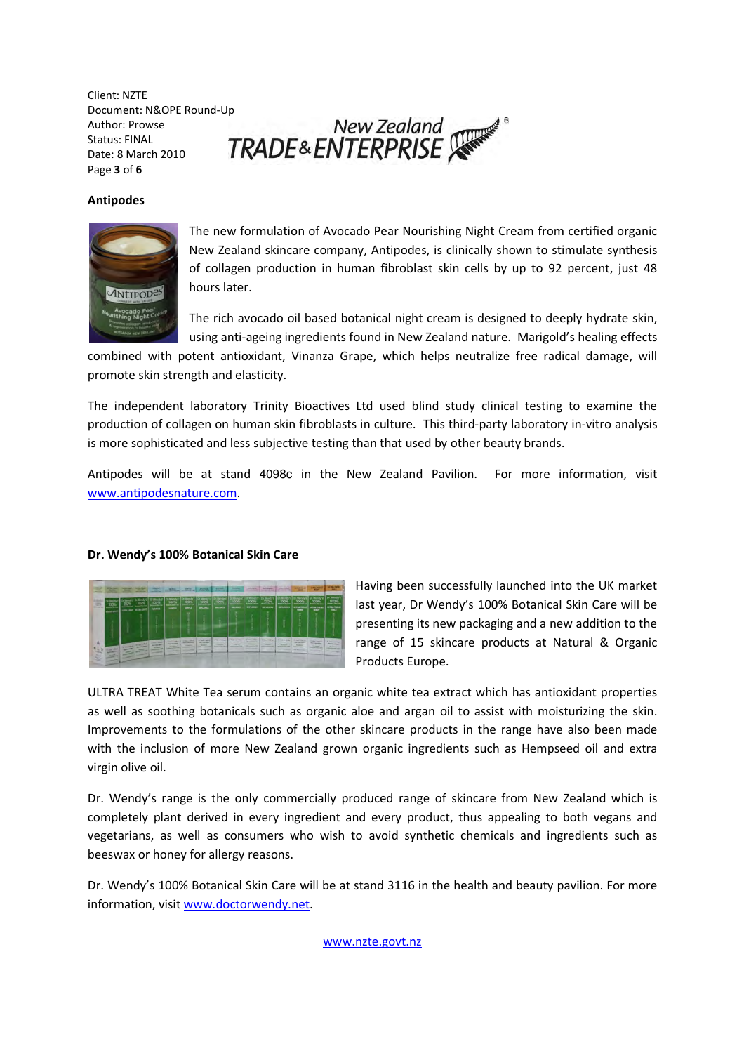## Antipodes

The new formulation of Avocado Pear Nourishing Night Cream from certified organic New Zealand skincare company, Antipodes, is clinically shown to stimulate synthesis of collagen production in human fibroblast skin cells by up to 92 percent, just 48 hours later.

The rich avocado oil based botanical night cream is designed to deeply hydrate skin, using anti-ageing ingredients found in New Zealand nature. Marigold's healing effects combined with potent antioxidant, Vinanza Grape, which helps neutralize free radical damage, will promote skin strength and elasticity.

The independent laboratory Trinity Bioactives Ltd used blind study clinical testing to examine the production of collagen on human skin fibroblasts in culture. This third-party laboratory in-vitro analysis is more sophisticated and less subjective testing than that used by other beauty brands.

Antipodes will be at stand 4098c in the New Zealand Pavilion. For more information, visit www.antipodesnature.com.

## Dr. Wendy's 100% Botanical Skin Care

Having been successfully launched into the UK market last year, Dr Wendy's 100% Botanical Skin Care will be presenting its new packaging and a new addition to the range of 15 skincare products at Natural & Organic Products Europe.

ULTRA TREAT White Tea serum contains an organic white tea extract which has antioxidant properties as well as soothing botanicals such as organic aloe and argan oil to assist with moisturizing the skin. Improvements to the formulations of the other skincare products in the range have also been made with the inclusion of more New Zealand grown organic ingredients such as Hempseed oil and extra virgin olive oil.

Dr. Wendy's range is the only commercially produced range of skincare from New Zealand which is completely plant derived in every ingredient and every product, thus appealing to both vegans and vegetarians, as well as consumers who wish to avoid synthetic chemicals and ingredients such as beeswax or honey for allergy reasons.

Dr. Wendy's 100% Botanical Skin Care will be at stand 3116 in the health and beauty pavilion. For more information, visit www.doctorwendy.net.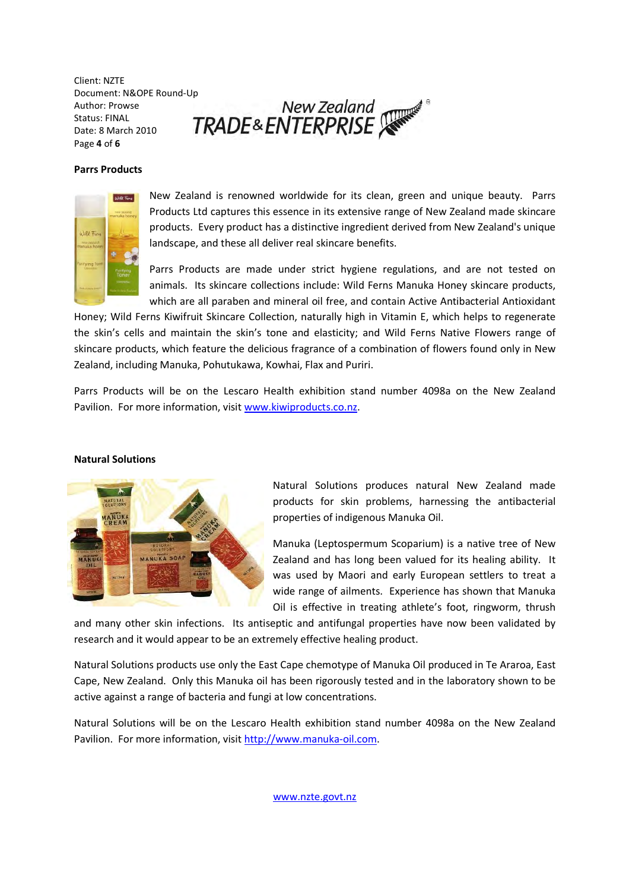## Parrs Products

New Zealand is renowned worldwide for its clean, green and unique beauty. Parrs Products Ltd captures this essence in its extensive range of New Zealand made skincare products. Every product has a distinctive ingredient derived from New Zealand's unique landscape, and these all deliver real skincare benefits.

Parrs Products are made under strict hygiene regulations, and are not tested on animals. Its skincare collections include: Wild Ferns Manuka Honey skincare products, which are all paraben and mineral oil free, and contain Active Antibacterial Antioxidant Honey; Wild Ferns Kiwifruit Skincare Collection, naturally high in Vitamin E, which helps to regenerate the skin's cells and maintain the skin's tone and elasticity; and Wild Ferns Native Flowers range of skincare products, which feature the delicious fragrance of a combination of flowers found only in New Zealand, including Manuka, Pohutukawa, Kowhai, Flax and Puriri.

Parrs Products will be on the Lescaro Health exhibition stand number 4098a on the New Zealand Pavilion. For more information, visit www.kiwiproducts.co.nz.

## Natural Solutions

Natural Solutions produces natural New Zealand made products for skin problems, harnessing the antibacterial properties of indigenous Manuka Oil.

Manuka (Leptospermum Scoparium) is a native tree of New Zealand and has long been valued for its healing ability. It was used by Maori and early European settlers to treat a wide range of ailments. Experience has shown that Manuka Oil is effective in treating athlete's foot, ringworm, thrush and many other skin infections. Its antiseptic and antifungal properties have now been validated by research and it would appear to be an extremely effective healing product.

Natural Solutions products use only the East Cape chemotype of Manuka Oil produced in Te Araroa, East Cape, New Zealand. Only this Manuka oil has been rigorously tested and in the laboratory shown to be active against a range of bacteria and fungi at low concentrations.

Natural Solutions will be on the Lescaro Health exhibition stand number 4098a on the New Zealand Pavilion. For more information, visit http://www.manuka-oil.com.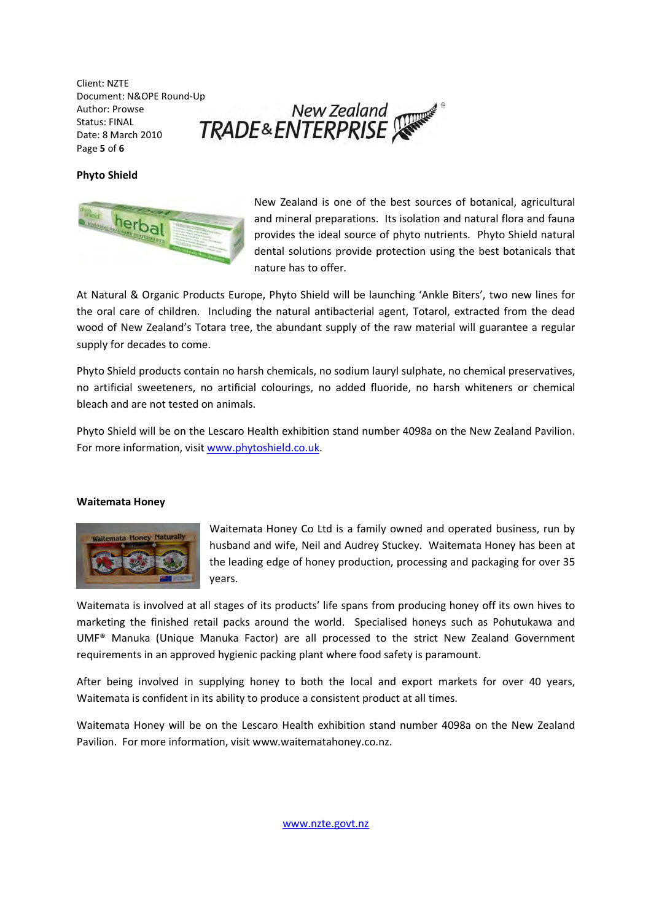**Phyto Shield**

New Zealand is one of the best sources of botanical, agricultural and mineral preparations. Its isolation and natural flora and fauna provides the ideal source of phyto nutrients. Phyto Shield natural dental solutions provide protection using the best botanicals that nature has to offer.

At Natural & Organic Products Europe, Phyto Shield will be launching 'Ankle Biters', two new lines for the oral care of children. Including the natural antibacterial agent, Totarol, extracted from the dead wood of New Zealand's Totara tree, the abundant supply of the raw material will guarantee a regular supply for decades to come.

Phyto Shield products contain no harsh chemicals, no sodium lauryl sulphate, no chemical preservatives, no artificial sweeteners, no artificial colourings, no added fluoride, no harsh whiteners or chemical bleach and are not tested on animals.

Phyto Shield will be on the Lescaro Health exhibition stand number 4098a on the New Zealand Pavilion. For more information, visit www.phytoshield.co.uk.

**Waitemata Honey**

Waitemata Honey Co Ltd is a family owned and operated business, run by husband and wife, Neil and Audrey Stuckey. Waitemata Honey has been at the leading edge of honey production, processing and packaging for over 35 years.

Waitemata is involved at all stages of its products' life spans from producing honey off its own hives to marketing the finished retail packs around the world. Specialised honeys such as Pohutukawa and UMF® Manuka (Unique Manuka Factor) are all processed to the strict New Zealand Government requirements in an approved hygienic packing plant where food safety is paramount.

After being involved in supplying honey to both the local and export markets for over 40 years, Waitemata is confident in its ability to produce a consistent product at all times.

Waitemata Honey will be on the Lescaro Health exhibition stand number 4098a on the New Zealand Pavilion. For more information, visit www.waitematahoney.co.nz.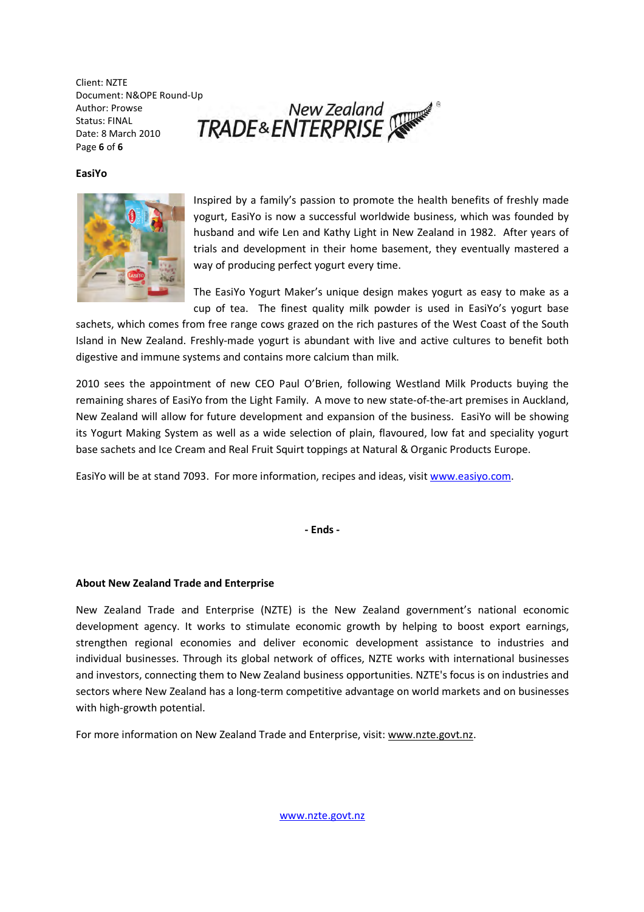## EasiYo

Inspired by a family's passion to promote the health benefits of freshly made yogurt, EasiYo is now a successful worldwide business, which was founded by husband and wife Len and Kathy Light in New Zealand in 1982. After years of trials and development in their home basement, they eventually mastered a way of producing perfect yogurt every time.

The EasiYo Yogurt Maker's unique design makes yogurt as easy to make as a cup of tea. The finest quality milk powder is used in EasiYo's yogurt base sachets, which comes from free range cows grazed on the rich pastures of the West Coast of the South Island in New Zealand. Freshly-made yogurt is abundant with live and active cultures to benefit both digestive and immune systems and contains more calcium than milk.

2010 sees the appointment of new CEO Paul O'Brien, following Westland Milk Products buying the remaining shares of EasiYo from the Light Family. A move to new state-of-the-art premises in Auckland, New Zealand will allow for future development and expansion of the business. EasiYo will be showing its Yogurt Making System as well as a wide selection of plain, flavoured, low fat and speciality yogurt base sachets and Ice Cream and Real Fruit Squirt toppings at Natural & Organic Products Europe.

EasiYo will be at stand 7093. For more information, recipes and ideas, visit www.easiyo.com.

**- Ends -**

### About New Zealand Trade and Enterprise

New Zealand Trade and Enterprise (NZTE) is the New Zealand government's national economic development agency. It works to stimulate economic growth by helping to boost export earnings, strengthen regional economies and deliver economic development assistance to industries and individual businesses. Through its global network of offices, NZTE works with international businesses and investors, connecting them to New Zealand business opportunities. NZTE's focus is on industries and sectors where New Zealand has a long-term competitive advantage on world markets and on businesses with high-growth potential.

For more information on New Zealand Trade and Enterprise, visit: www.nzte.govt.nz.